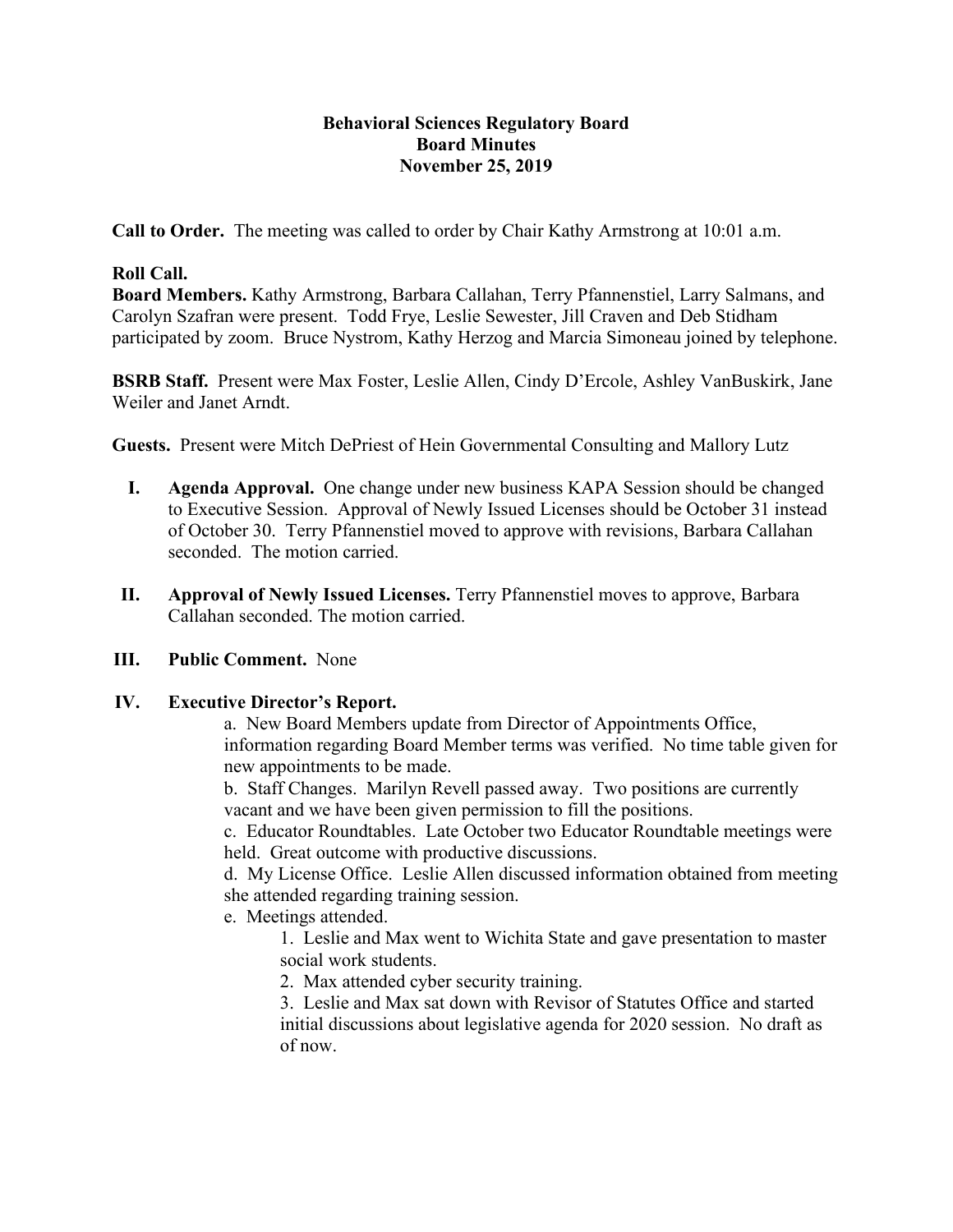**Behavioral Sciences Regulatory Board**
**Board Minutes**
**November 25, 2019**

**Call to Order.** The meeting was called to order by Chair Kathy Armstrong at 10:01 a.m.

**Roll Call.**
**Board Members.** Kathy Armstrong, Barbara Callahan, Terry Pfannenstiel, Larry Salmans, and Carolyn Szafran were present. Todd Frye, Leslie Sewester, Jill Craven and Deb Stidham participated by zoom. Bruce Nystrom, Kathy Herzog and Marcia Simoneau joined by telephone.

**BSRB Staff.** Present were Max Foster, Leslie Allen, Cindy D'Ercole, Ashley VanBuskirk, Jane Weiler and Janet Arndt.

**Guests.** Present were Mitch DePriest of Hein Governmental Consulting and Mallory Lutz

I. **Agenda Approval.** One change under new business KAPA Session should be changed to Executive Session. Approval of Newly Issued Licenses should be October 31 instead of October 30. Terry Pfannenstiel moved to approve with revisions, Barbara Callahan seconded. The motion carried.

II. **Approval of Newly Issued Licenses.** Terry Pfannenstiel moves to approve, Barbara Callahan seconded. The motion carried.

III. **Public Comment.** None

IV. **Executive Director's Report.**

a. New Board Members update from Director of Appointments Office, information regarding Board Member terms was verified. No time table given for new appointments to be made.

b. Staff Changes. Marilyn Revell passed away. Two positions are currently vacant and we have been given permission to fill the positions.

c. Educator Roundtables. Late October two Educator Roundtable meetings were held. Great outcome with productive discussions.

d. My License Office. Leslie Allen discussed information obtained from meeting she attended regarding training session.

e. Meetings attended.

1. Leslie and Max went to Wichita State and gave presentation to master social work students.
2. Max attended cyber security training.
3. Leslie and Max sat down with Revisor of Statutes Office and started initial discussions about legislative agenda for 2020 session. No draft as of now.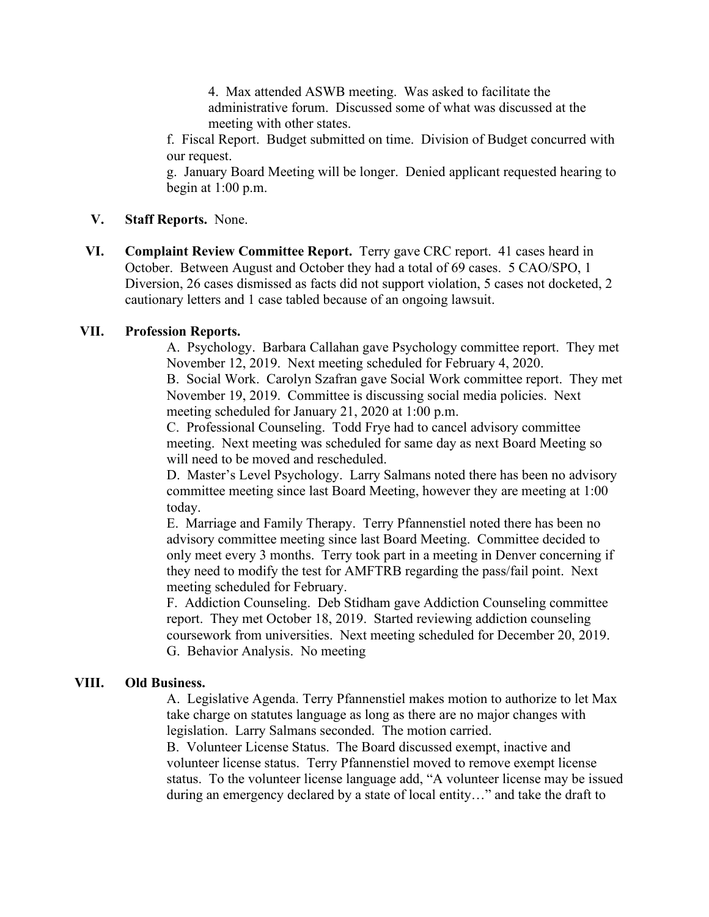4. Max attended ASWB meeting. Was asked to facilitate the administrative forum. Discussed some of what was discussed at the meeting with other states.

f. Fiscal Report. Budget submitted on time. Division of Budget concurred with our request.

g. January Board Meeting will be longer. Denied applicant requested hearing to begin at 1:00 p.m.

**V. Staff Reports.** None.

**VI. Complaint Review Committee Report.** Terry gave CRC report. 41 cases heard in October. Between August and October they had a total of 69 cases. 5 CAO/SPO, 1 Diversion, 26 cases dismissed as facts did not support violation, 5 cases not docketed, 2 cautionary letters and 1 case tabled because of an ongoing lawsuit.

**VII. Profession Reports.**

A. Psychology. Barbara Callahan gave Psychology committee report. They met November 12, 2019. Next meeting scheduled for February 4, 2020.

B. Social Work. Carolyn Szafran gave Social Work committee report. They met November 19, 2019. Committee is discussing social media policies. Next meeting scheduled for January 21, 2020 at 1:00 p.m.

C. Professional Counseling. Todd Frye had to cancel advisory committee meeting. Next meeting was scheduled for same day as next Board Meeting so will need to be moved and rescheduled.

D. Master's Level Psychology. Larry Salmans noted there has been no advisory committee meeting since last Board Meeting, however they are meeting at 1:00 today.

E. Marriage and Family Therapy. Terry Pfannenstiel noted there has been no advisory committee meeting since last Board Meeting. Committee decided to only meet every 3 months. Terry took part in a meeting in Denver concerning if they need to modify the test for AMFTRB regarding the pass/fail point. Next meeting scheduled for February.

F. Addiction Counseling. Deb Stidham gave Addiction Counseling committee report. They met October 18, 2019. Started reviewing addiction counseling coursework from universities. Next meeting scheduled for December 20, 2019.

G. Behavior Analysis. No meeting

**VIII. Old Business.**

A. Legislative Agenda. Terry Pfannenstiel makes motion to authorize to let Max take charge on statutes language as long as there are no major changes with legislation. Larry Salmans seconded. The motion carried.

B. Volunteer License Status. The Board discussed exempt, inactive and volunteer license status. Terry Pfannenstiel moved to remove exempt license status. To the volunteer license language add, "A volunteer license may be issued during an emergency declared by a state of local entity…" and take the draft to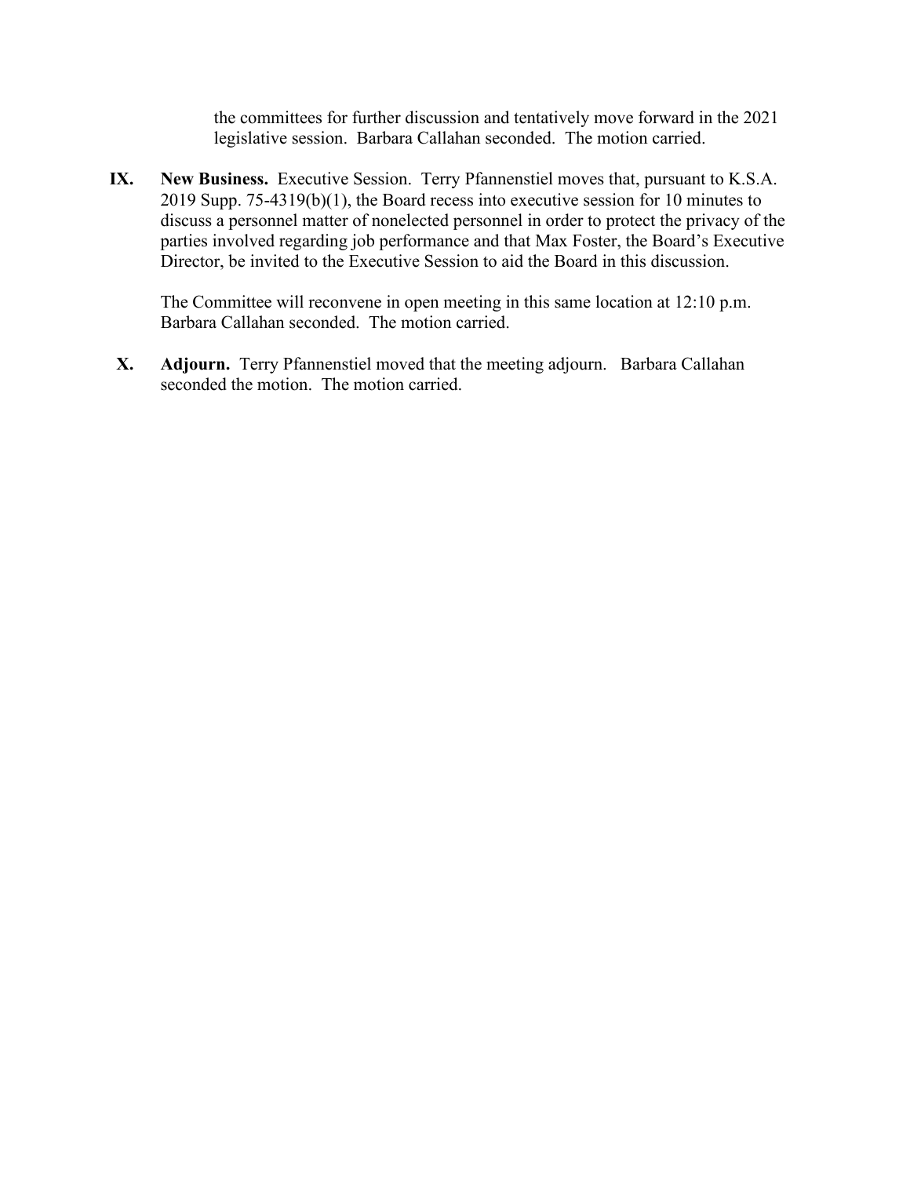the committees for further discussion and tentatively move forward in the 2021 legislative session. Barbara Callahan seconded. The motion carried.

**IX. New Business.** Executive Session. Terry Pfannenstiel moves that, pursuant to K.S.A. 2019 Supp. 75-4319(b)(1), the Board recess into executive session for 10 minutes to discuss a personnel matter of nonelected personnel in order to protect the privacy of the parties involved regarding job performance and that Max Foster, the Board's Executive Director, be invited to the Executive Session to aid the Board in this discussion.

The Committee will reconvene in open meeting in this same location at 12:10 p.m. Barbara Callahan seconded. The motion carried.

**X. Adjourn.** Terry Pfannenstiel moved that the meeting adjourn. Barbara Callahan seconded the motion. The motion carried.